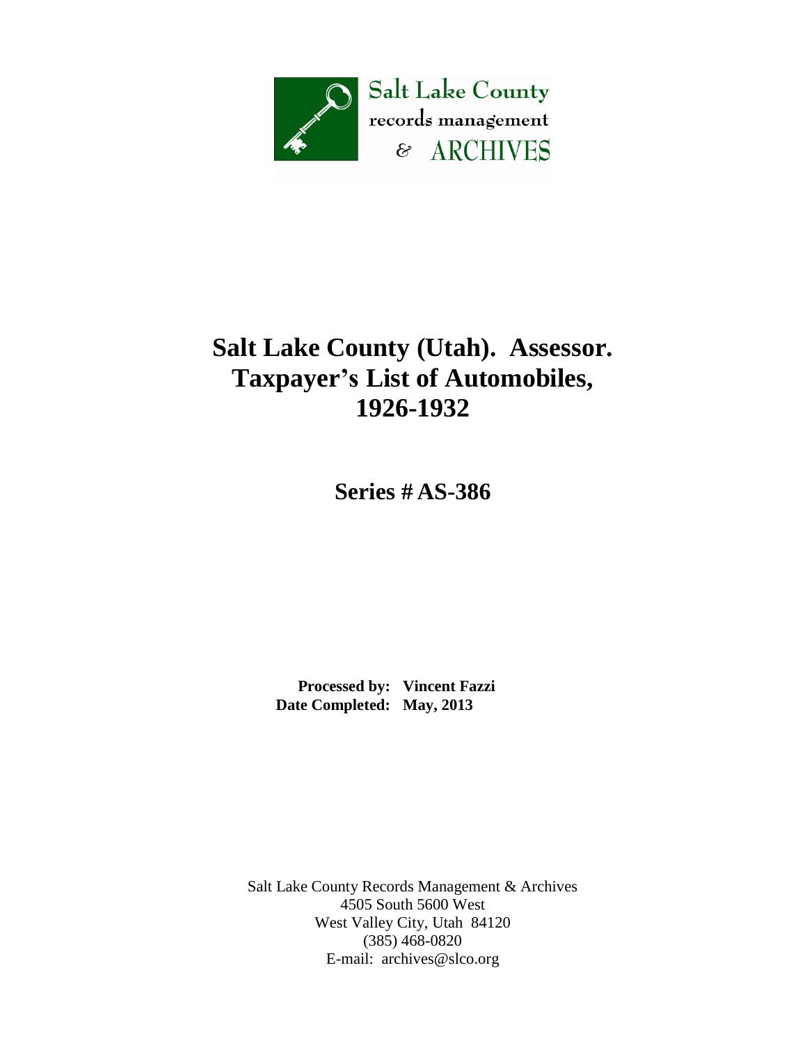Salt Lake County
records management
& ARCHIVES

# Salt Lake County (Utah). Assessor. Taxpayer's List of Automobiles, 1926-1932

## Series # AS-386

**Processed by:** **Vincent Fazzi**
**Date Completed:** **May, 2013**

Salt Lake County Records Management & Archives
4505 South 5600 West
West Valley City, Utah 84120
(385) 468-0820
E-mail: archives@slco.org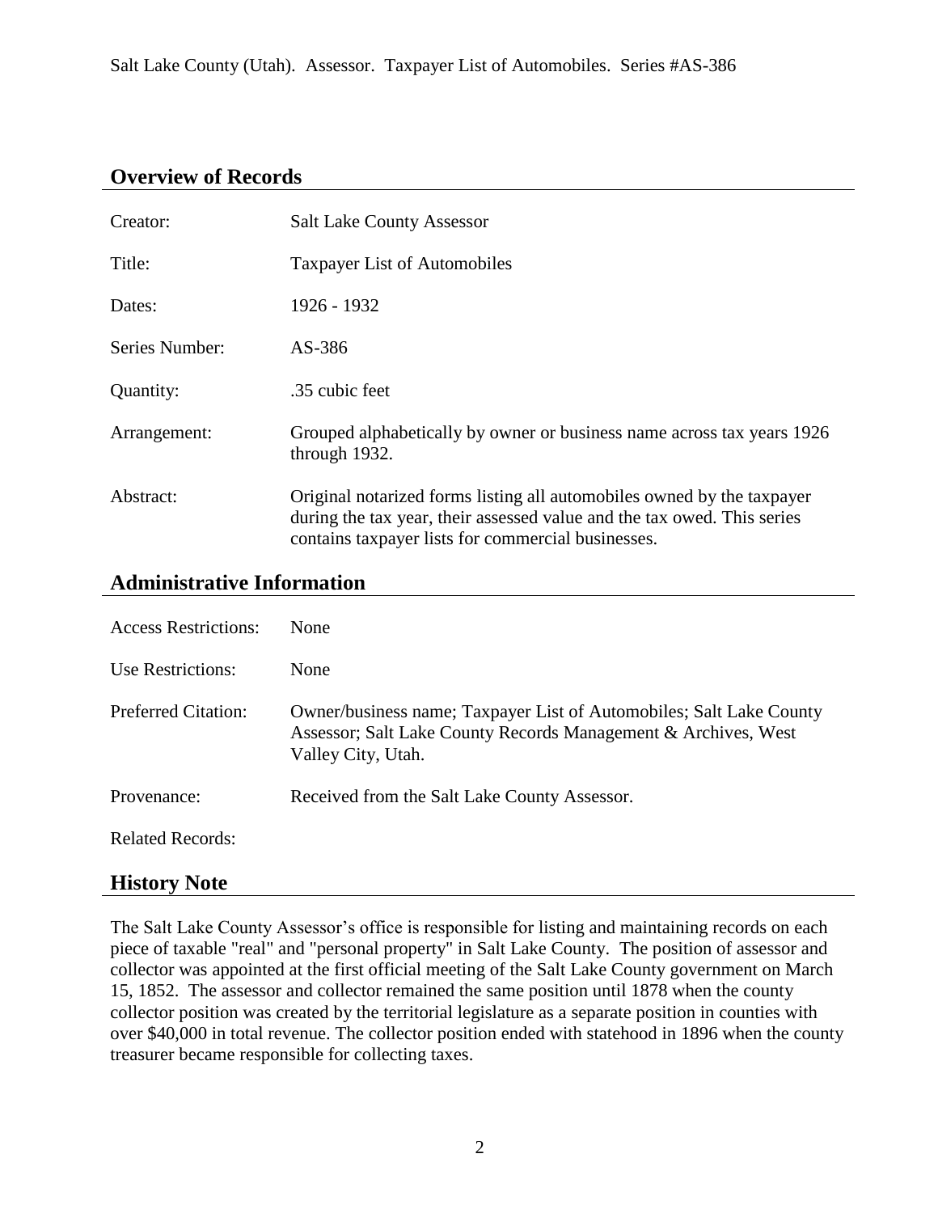## Overview of Records

| | |
|---|---|
| Creator: | Salt Lake County Assessor |
| Title: | Taxpayer List of Automobiles |
| Dates: | 1926 - 1932 |
| Series Number: | AS-386 |
| Quantity: | .35 cubic feet |
| Arrangement: | Grouped alphabetically by owner or business name across tax years 1926 through 1932. |
| Abstract: | Original notarized forms listing all automobiles owned by the taxpayer during the tax year, their assessed value and the tax owed. This series contains taxpayer lists for commercial businesses. |

## Administrative Information

| | |
|---|---|
| Access Restrictions: | None |
| Use Restrictions: | None |
| Preferred Citation: | Owner/business name; Taxpayer List of Automobiles; Salt Lake County Assessor; Salt Lake County Records Management & Archives, West Valley City, Utah. |
| Provenance: | Received from the Salt Lake County Assessor. |
| Related Records: | |

## History Note

The Salt Lake County Assessor's office is responsible for listing and maintaining records on each piece of taxable "real" and "personal property" in Salt Lake County. The position of assessor and collector was appointed at the first official meeting of the Salt Lake County government on March 15, 1852. The assessor and collector remained the same position until 1878 when the county collector position was created by the territorial legislature as a separate position in counties with over $40,000 in total revenue. The collector position ended with statehood in 1896 when the county treasurer became responsible for collecting taxes.